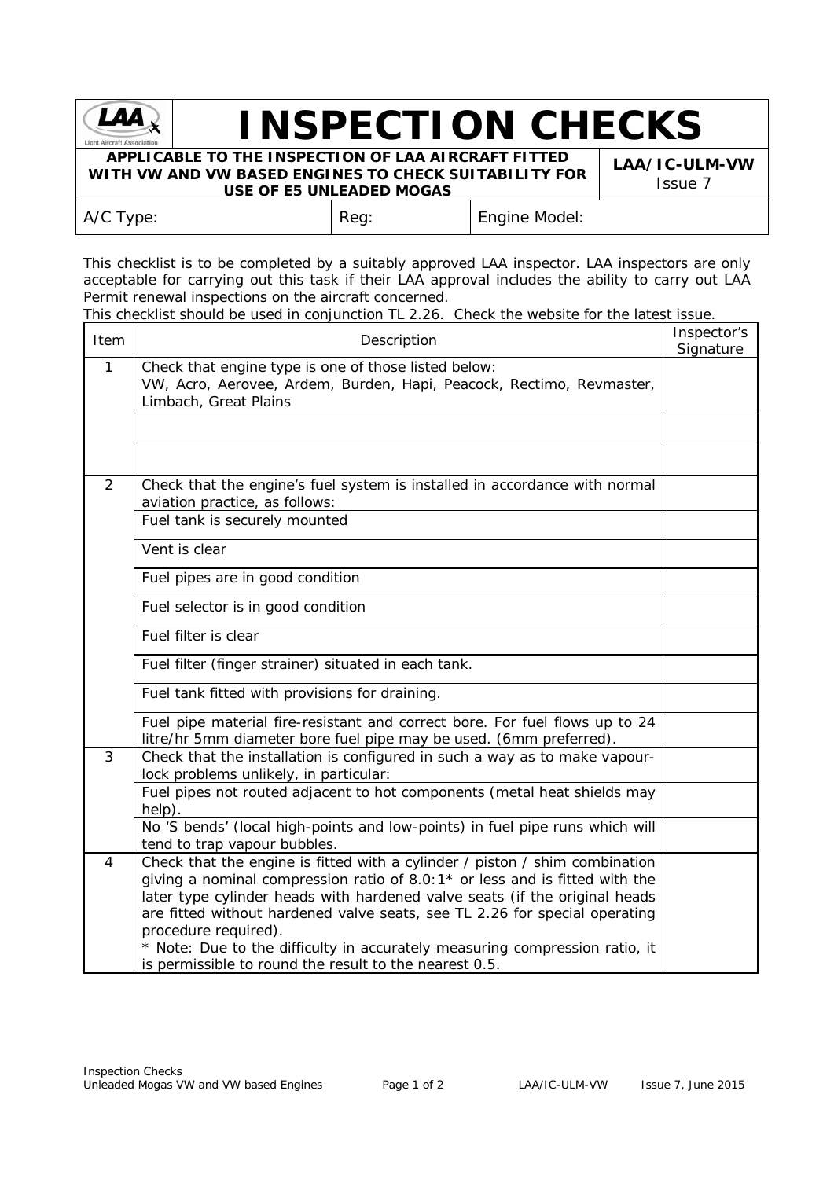# INSPECTION CHECKS

**APPLICABLE TO THE INSPECTION OF LAA AIRCRAFT FITTED WITH VW AND VW BASED ENGINES TO CHECK SUITABILITY FOR USE OF E5 UNLEADED MOGAS**

**LAA/IC-ULM-VW**
Issue 7

| A/C Type: | Reg: | Engine Model: |
|---|---|---|

This checklist is to be completed by a suitably approved LAA inspector. LAA inspectors are only acceptable for carrying out this task if their LAA approval includes the ability to carry out LAA Permit renewal inspections on the aircraft concerned.
This checklist should be used in conjunction TL 2.26. Check the website for the latest issue.

| Item | Description | Inspector's Signature |
|---|---|---|
| 1 | Check that engine type is one of those listed below: VW, Acro, Aerovee, Ardem, Burden, Hapi, Peacock, Rectimo, Revmaster, Limbach, Great Plains | |
| | | |
| | | |
| 2 | Check that the engine's fuel system is installed in accordance with normal aviation practice, as follows: | |
| | Fuel tank is securely mounted | |
| | Vent is clear | |
| | Fuel pipes are in good condition | |
| | Fuel selector is in good condition | |
| | Fuel filter is clear | |
| | Fuel filter (finger strainer) situated in each tank. | |
| | Fuel tank fitted with provisions for draining. | |
| | Fuel pipe material fire-resistant and correct bore. For fuel flows up to 24 litre/hr 5mm diameter bore fuel pipe may be used. (6mm preferred). | |
| 3 | Check that the installation is configured in such a way as to make vapour-lock problems unlikely, in particular: | |
| | Fuel pipes not routed adjacent to hot components (metal heat shields may help). | |
| | No 'S bends' (local high-points and low-points) in fuel pipe runs which will tend to trap vapour bubbles. | |
| 4 | Check that the engine is fitted with a cylinder / piston / shim combination giving a nominal compression ratio of 8.0:1* or less and is fitted with the later type cylinder heads with hardened valve seats (if the original heads are fitted without hardened valve seats, see TL 2.26 for special operating procedure required). * Note: Due to the difficulty in accurately measuring compression ratio, it is permissible to round the result to the nearest 0.5. | |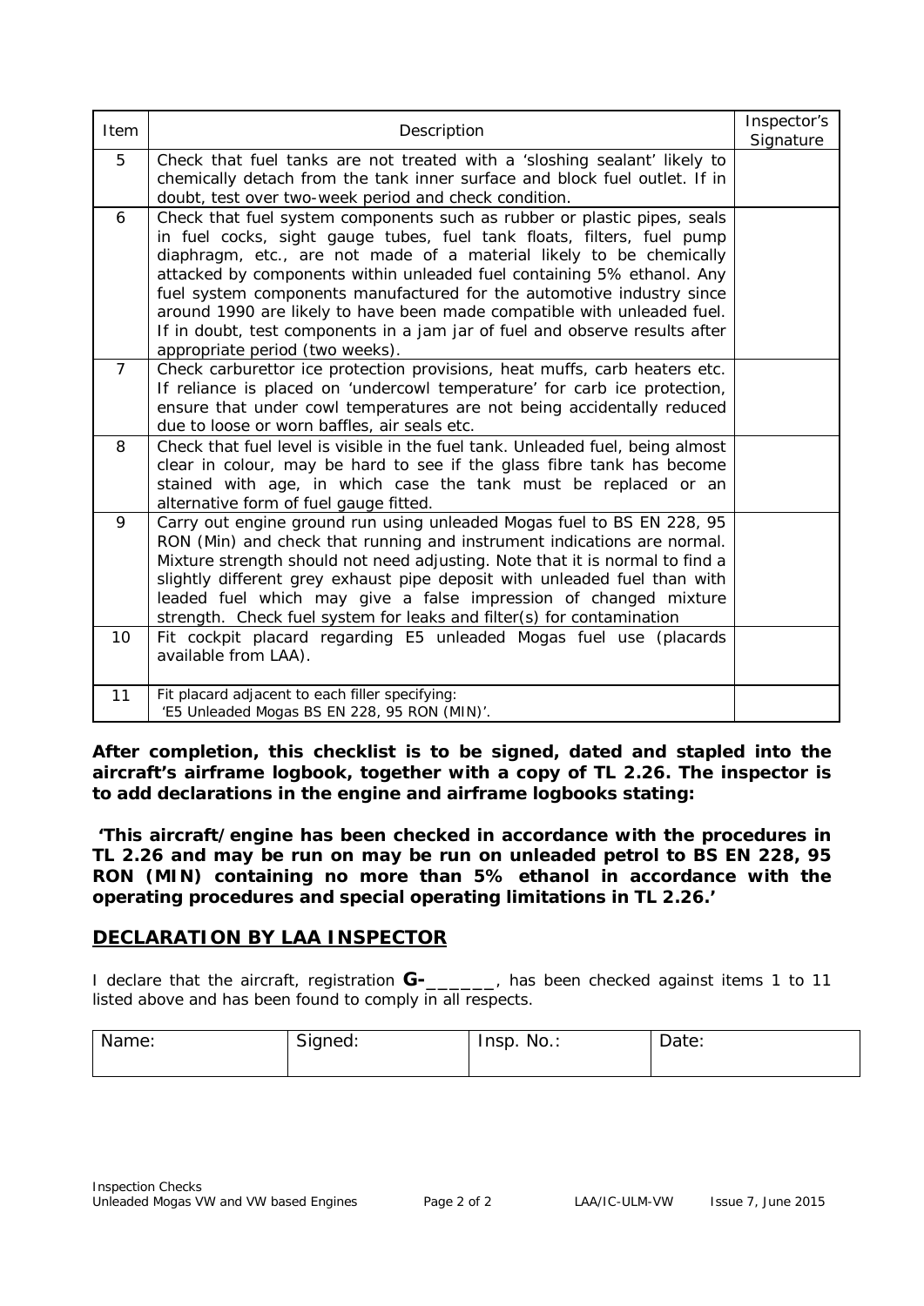| Item | Description | Inspector's Signature |
|---|---|---|
| 5 | Check that fuel tanks are not treated with a 'sloshing sealant' likely to chemically detach from the tank inner surface and block fuel outlet. If in doubt, test over two-week period and check condition. | |
| 6 | Check that fuel system components such as rubber or plastic pipes, seals in fuel cocks, sight gauge tubes, fuel tank floats, filters, fuel pump diaphragm, etc., are not made of a material likely to be chemically attacked by components within unleaded fuel containing 5% ethanol. Any fuel system components manufactured for the automotive industry since around 1990 are likely to have been made compatible with unleaded fuel. If in doubt, test components in a jam jar of fuel and observe results after appropriate period (two weeks). | |
| 7 | Check carburettor ice protection provisions, heat muffs, carb heaters etc. If reliance is placed on 'undercowl temperature' for carb ice protection, ensure that under cowl temperatures are not being accidentally reduced due to loose or worn baffles, air seals etc. | |
| 8 | Check that fuel level is visible in the fuel tank. Unleaded fuel, being almost clear in colour, may be hard to see if the glass fibre tank has become stained with age, in which case the tank must be replaced or an alternative form of fuel gauge fitted. | |
| 9 | Carry out engine ground run using unleaded Mogas fuel to BS EN 228, 95 RON (Min) and check that running and instrument indications are normal. Mixture strength should not need adjusting. Note that it is normal to find a slightly different grey exhaust pipe deposit with unleaded fuel than with leaded fuel which may give a false impression of changed mixture strength. Check fuel system for leaks and filter(s) for contamination | |
| 10 | Fit cockpit placard regarding E5 unleaded Mogas fuel use (placards available from LAA). | |
| 11 | Fit placard adjacent to each filler specifying: 'E5 Unleaded Mogas BS EN 228, 95 RON (MIN)'. | |

**After completion, this checklist is to be signed, dated and stapled into the aircraft's airframe logbook, together with a copy of TL 2.26. The inspector is to add declarations in the engine and airframe logbooks stating:**

**'This aircraft/engine has been checked in accordance with the procedures in TL 2.26 and may be run on may be run on unleaded petrol to BS EN 228, 95 RON (MIN) containing no more than 5% ethanol in accordance with the operating procedures and special operating limitations in TL 2.26.'**

## DECLARATION BY LAA INSPECTOR

I declare that the aircraft, registration **G-**______, has been checked against items 1 to 11 listed above and has been found to comply in all respects.

| Name: | Signed: | Insp. No.: | Date: |
|---|---|---|---|
| | | | |